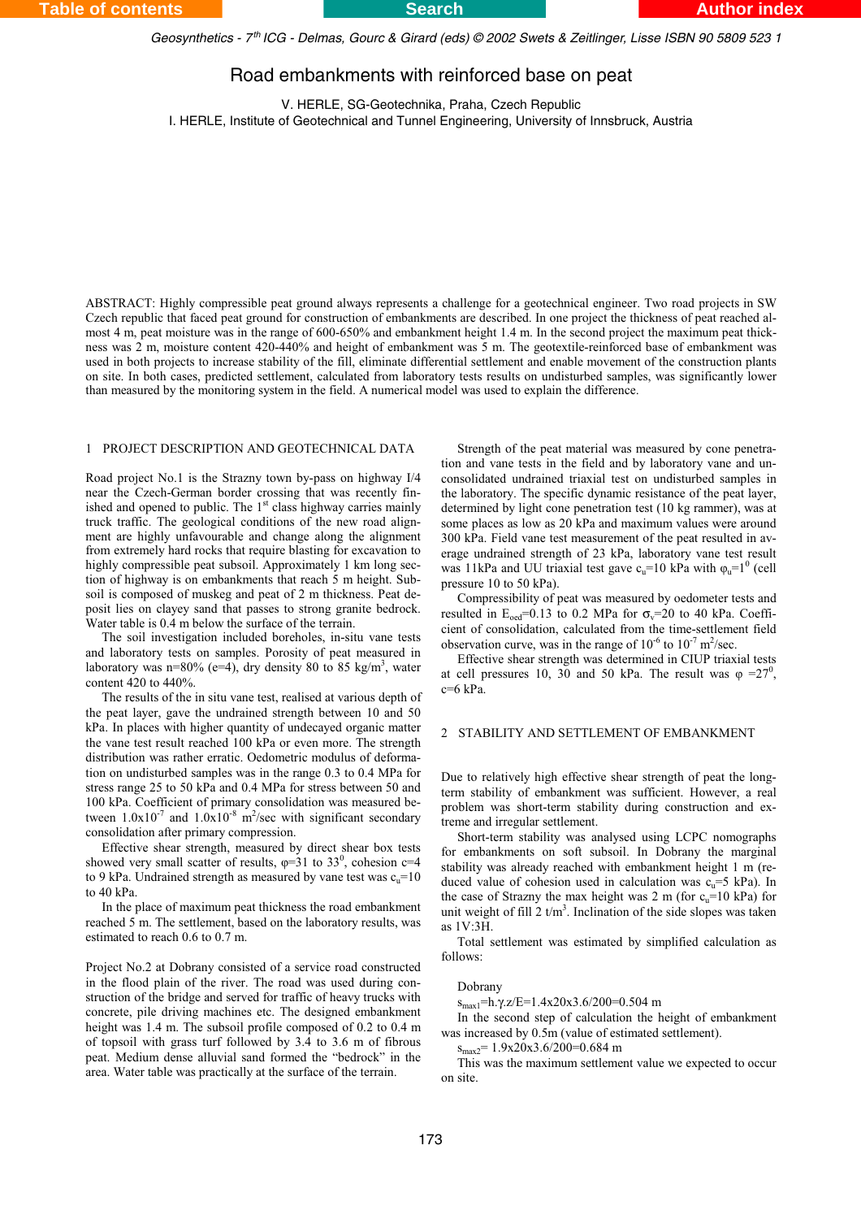# Road embankments with reinforced base on peat

V. HERLE, SG-Geotechnika, Praha, Czech Republic
I. HERLE, Institute of Geotechnical and Tunnel Engineering, University of Innsbruck, Austria

ABSTRACT: Highly compressible peat ground always represents a challenge for a geotechnical engineer. Two road projects in SW Czech republic that faced peat ground for construction of embankments are described. In one project the thickness of peat reached almost 4 m, peat moisture was in the range of 600-650% and embankment height 1.4 m. In the second project the maximum peat thickness was 2 m, moisture content 420-440% and height of embankment was 5 m. The geotextile-reinforced base of embankment was used in both projects to increase stability of the fill, eliminate differential settlement and enable movement of the construction plants on site. In both cases, predicted settlement, calculated from laboratory tests results on undisturbed samples, was significantly lower than measured by the monitoring system in the field. A numerical model was used to explain the difference.

## 1 PROJECT DESCRIPTION AND GEOTECHNICAL DATA

Road project No.1 is the Strazny town by-pass on highway I/4 near the Czech-German border crossing that was recently finished and opened to public. The 1st class highway carries mainly truck traffic. The geological conditions of the new road alignment are highly unfavourable and change along the alignment from extremely hard rocks that require blasting for excavation to highly compressible peat subsoil. Approximately 1 km long section of highway is on embankments that reach 5 m height. Subsoil is composed of muskeg and peat of 2 m thickness. Peat deposit lies on clayey sand that passes to strong granite bedrock. Water table is 0.4 m below the surface of the terrain.

The soil investigation included boreholes, in-situ vane tests and laboratory tests on samples. Porosity of peat measured in laboratory was n=80% (e=4), dry density 80 to 85 kg/m$^3$, water content 420 to 440%.

The results of the in situ vane test, realised at various depth of the peat layer, gave the undrained strength between 10 and 50 kPa. In places with higher quantity of undecayed organic matter the vane test result reached 100 kPa or even more. The strength distribution was rather erratic. Oedometric modulus of deformation on undisturbed samples was in the range 0.3 to 0.4 MPa for stress range 25 to 50 kPa and 0.4 MPa for stress between 50 and 100 kPa. Coefficient of primary consolidation was measured between $1.0\text{x}10^{-7}$ and $1.0\text{x}10^{-8}$ m$^2$/sec with significant secondary consolidation after primary compression.

Effective shear strength, measured by direct shear box tests showed very small scatter of results, $\varphi$=31 to 33$^0$, cohesion c=4 to 9 kPa. Undrained strength as measured by vane test was $c_u$=10 to 40 kPa.

In the place of maximum peat thickness the road embankment reached 5 m. The settlement, based on the laboratory results, was estimated to reach 0.6 to 0.7 m.

Project No.2 at Dobrany consisted of a service road constructed in the flood plain of the river. The road was used during construction of the bridge and served for traffic of heavy trucks with concrete, pile driving machines etc. The designed embankment height was 1.4 m. The subsoil profile composed of 0.2 to 0.4 m of topsoil with grass turf followed by 3.4 to 3.6 m of fibrous peat. Medium dense alluvial sand formed the "bedrock" in the area. Water table was practically at the surface of the terrain.

Strength of the peat material was measured by cone penetration and vane tests in the field and by laboratory vane and unconsolidated undrained triaxial test on undisturbed samples in the laboratory. The specific dynamic resistance of the peat layer, determined by light cone penetration test (10 kg rammer), was at some places as low as 20 kPa and maximum values were around 300 kPa. Field vane test measurement of the peat resulted in average undrained strength of 23 kPa, laboratory vane test result was 11kPa and UU triaxial test gave $c_u$=10 kPa with $\varphi_u$=1$^0$ (cell pressure 10 to 50 kPa).

Compressibility of peat was measured by oedometer tests and resulted in $E_{oed}$=0.13 to 0.2 MPa for $\sigma_v$=20 to 40 kPa. Coefficient of consolidation, calculated from the time-settlement field observation curve, was in the range of $10^{-6}$ to $10^{-7}$ m$^2$/sec.

Effective shear strength was determined in CIUP triaxial tests at cell pressures 10, 30 and 50 kPa. The result was $\varphi$ =27$^0$, c=6 kPa.

## 2 STABILITY AND SETTLEMENT OF EMBANKMENT

Due to relatively high effective shear strength of peat the long-term stability of embankment was sufficient. However, a real problem was short-term stability during construction and extreme and irregular settlement.

Short-term stability was analysed using LCPC nomographs for embankments on soft subsoil. In Dobrany the marginal stability was already reached with embankment height 1 m (reduced value of cohesion used in calculation was $c_u$=5 kPa). In the case of Strazny the max height was 2 m (for $c_u$=10 kPa) for unit weight of fill 2 t/m$^3$. Inclination of the side slopes was taken as 1V:3H.

Total settlement was estimated by simplified calculation as follows:

Dobrany

$s_{max1}$=h.γ.z/E=1.4x20x3.6/200=0.504 m

In the second step of calculation the height of embankment was increased by 0.5m (value of estimated settlement).

$s_{max2}$= 1.9x20x3.6/200=0.684 m

This was the maximum settlement value we expected to occur on site.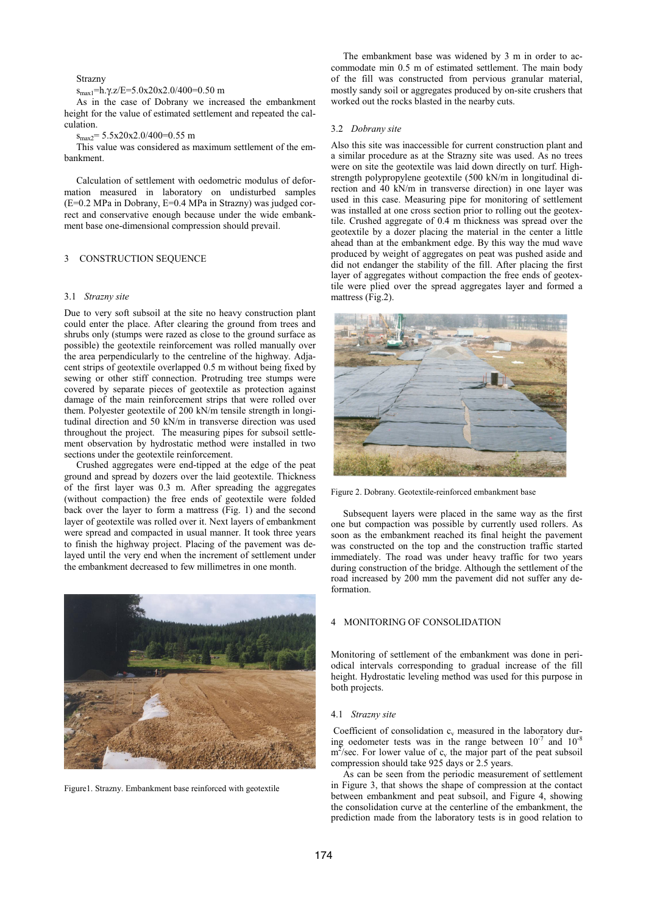Strazny

$s_{max1}=h.\gamma.z/E=5.0x20x2.0/400=0.50$ m

As in the case of Dobrany we increased the embankment height for the value of estimated settlement and repeated the calculation.

$s_{max2}= 5.5x20x2.0/400=0.55$ m

This value was considered as maximum settlement of the embankment.

Calculation of settlement with oedometric modulus of deformation measured in laboratory on undisturbed samples (E=0.2 MPa in Dobrany, E=0.4 MPa in Strazny) was judged correct and conservative enough because under the wide embankment base one-dimensional compression should prevail.

## 3 CONSTRUCTION SEQUENCE

### 3.1 *Strazny site*

Due to very soft subsoil at the site no heavy construction plant could enter the place. After clearing the ground from trees and shrubs only (stumps were razed as close to the ground surface as possible) the geotextile reinforcement was rolled manually over the area perpendicularly to the centreline of the highway. Adjacent strips of geotextile overlapped 0.5 m without being fixed by sewing or other stiff connection. Protruding tree stumps were covered by separate pieces of geotextile as protection against damage of the main reinforcement strips that were rolled over them. Polyester geotextile of 200 kN/m tensile strength in longitudinal direction and 50 kN/m in transverse direction was used throughout the project. The measuring pipes for subsoil settlement observation by hydrostatic method were installed in two sections under the geotextile reinforcement.

Crushed aggregates were end-tipped at the edge of the peat ground and spread by dozers over the laid geotextile. Thickness of the first layer was 0.3 m. After spreading the aggregates (without compaction) the free ends of geotextile were folded back over the layer to form a mattress (Fig. 1) and the second layer of geotextile was rolled over it. Next layers of embankment were spread and compacted in usual manner. It took three years to finish the highway project. Placing of the pavement was delayed until the very end when the increment of settlement under the embankment decreased to few millimetres in one month.

Figure1. Strazny. Embankment base reinforced with geotextile

The embankment base was widened by 3 m in order to accommodate min 0.5 m of estimated settlement. The main body of the fill was constructed from pervious granular material, mostly sandy soil or aggregates produced by on-site crushers that worked out the rocks blasted in the nearby cuts.

### 3.2 *Dobrany site*

Also this site was inaccessible for current construction plant and a similar procedure as at the Strazny site was used. As no trees were on site the geotextile was laid down directly on turf. High-strength polypropylene geotextile (500 kN/m in longitudinal direction and 40 kN/m in transverse direction) in one layer was used in this case. Measuring pipe for monitoring of settlement was installed at one cross section prior to rolling out the geotextile. Crushed aggregate of 0.4 m thickness was spread over the geotextile by a dozer placing the material in the center a little ahead than at the embankment edge. By this way the mud wave produced by weight of aggregates on peat was pushed aside and did not endanger the stability of the fill. After placing the first layer of aggregates without compaction the free ends of geotextile were plied over the spread aggregates layer and formed a mattress (Fig.2).

Figure 2. Dobrany. Geotextile-reinforced embankment base

Subsequent layers were placed in the same way as the first one but compaction was possible by currently used rollers. As soon as the embankment reached its final height the pavement was constructed on the top and the construction traffic started immediately. The road was under heavy traffic for two years during construction of the bridge. Although the settlement of the road increased by 200 mm the pavement did not suffer any deformation.

## 4 MONITORING OF CONSOLIDATION

Monitoring of settlement of the embankment was done in periodical intervals corresponding to gradual increase of the fill height. Hydrostatic leveling method was used for this purpose in both projects.

### 4.1 *Strazny site*

Coefficient of consolidation $c_v$ measured in the laboratory during oedometer tests was in the range between $10^{-7}$ and $10^{-8}$ $m^2$/sec. For lower value of $c_v$ the major part of the peat subsoil compression should take 925 days or 2.5 years.

As can be seen from the periodic measurement of settlement in Figure 3, that shows the shape of compression at the contact between embankment and peat subsoil, and Figure 4, showing the consolidation curve at the centerline of the embankment, the prediction made from the laboratory tests is in good relation to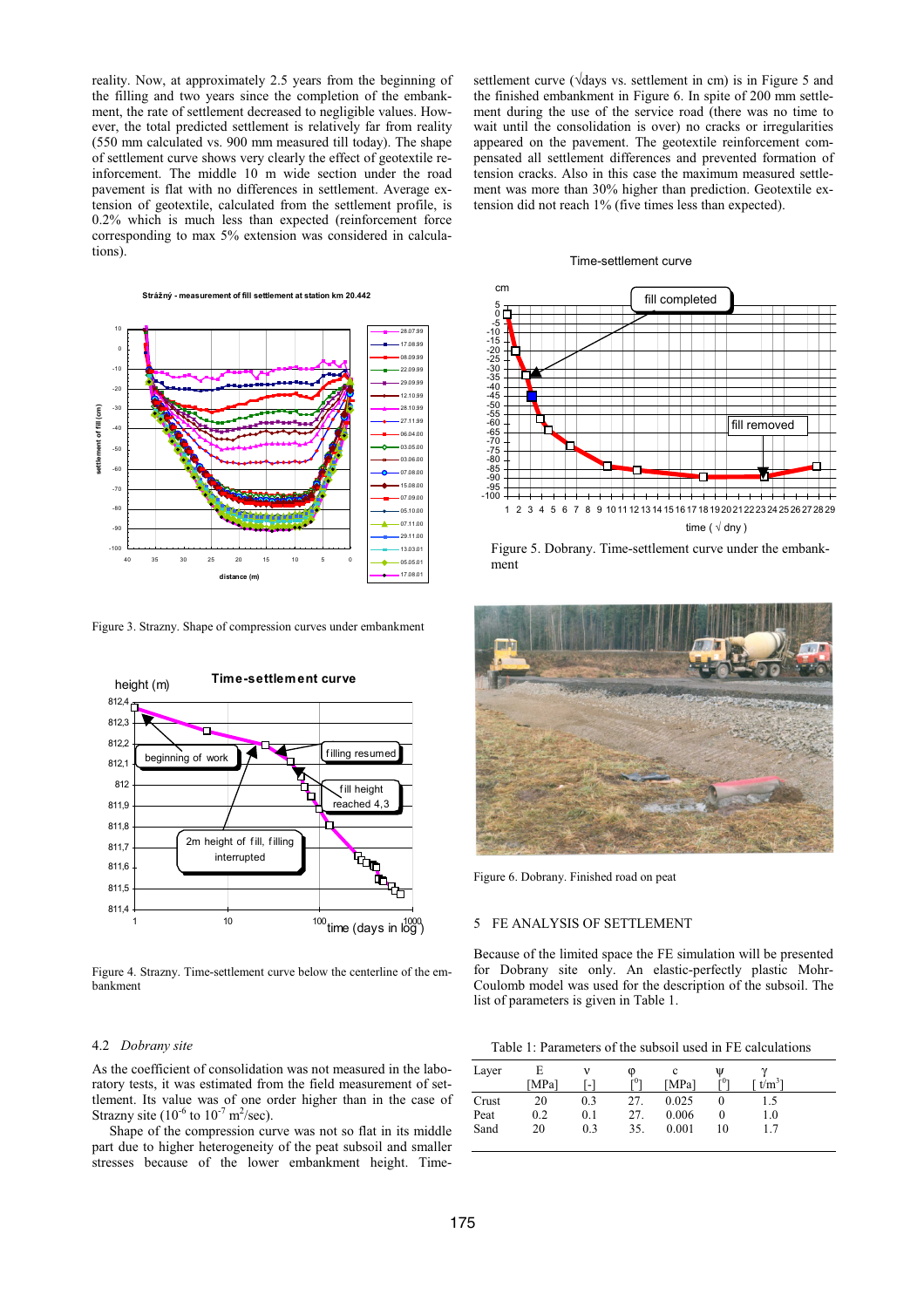reality. Now, at approximately 2.5 years from the beginning of the filling and two years since the completion of the embankment, the rate of settlement decreased to negligible values. However, the total predicted settlement is relatively far from reality (550 mm calculated vs. 900 mm measured till today). The shape of settlement curve shows very clearly the effect of geotextile reinforcement. The middle 10 m wide section under the road pavement is flat with no differences in settlement. Average extension of geotextile, calculated from the settlement profile, is 0.2% which is much less than expected (reinforcement force corresponding to max 5% extension was considered in calculations).

Figure 3. Strazny. Shape of compression curves under embankment

Figure 4. Strazny. Time-settlement curve below the centerline of the embankment

## 4.2 *Dobrany site*

As the coefficient of consolidation was not measured in the laboratory tests, it was estimated from the field measurement of settlement. Its value was of one order higher than in the case of Strazny site ($10^{-6}$ to $10^{-7}$ $m^2$/sec).

Shape of the compression curve was not so flat in its middle part due to higher heterogeneity of the peat subsoil and smaller stresses because of the lower embankment height. Time-settlement curve (√days vs. settlement in cm) is in Figure 5 and the finished embankment in Figure 6. In spite of 200 mm settlement during the use of the service road (there was no time to wait until the consolidation is over) no cracks or irregularities appeared on the pavement. The geotextile reinforcement compensated all settlement differences and prevented formation of tension cracks. Also in this case the maximum measured settlement was more than 30% higher than prediction. Geotextile extension did not reach 1% (five times less than expected).

Figure 5. Dobrany. Time-settlement curve under the embankment

Figure 6. Dobrany. Finished road on peat

## 5 FE ANALYSIS OF SETTLEMENT

Because of the limited space the FE simulation will be presented for Dobrany site only. An elastic-perfectly plastic Mohr-Coulomb model was used for the description of the subsoil. The list of parameters is given in Table 1.

Table 1: Parameters of the subsoil used in FE calculations

| Layer | E [MPa] | ν [-] | φ [°] | c [MPa] | ψ [°] | γ [t/m³] |
|---|---|---|---|---|---|---|
| Crust | 20 | 0.3 | 27. | 0.025 | 0 | 1.5 |
| Peat | 0.2 | 0.1 | 27. | 0.006 | 0 | 1.0 |
| Sand | 20 | 0.3 | 35. | 0.001 | 10 | 1.7 |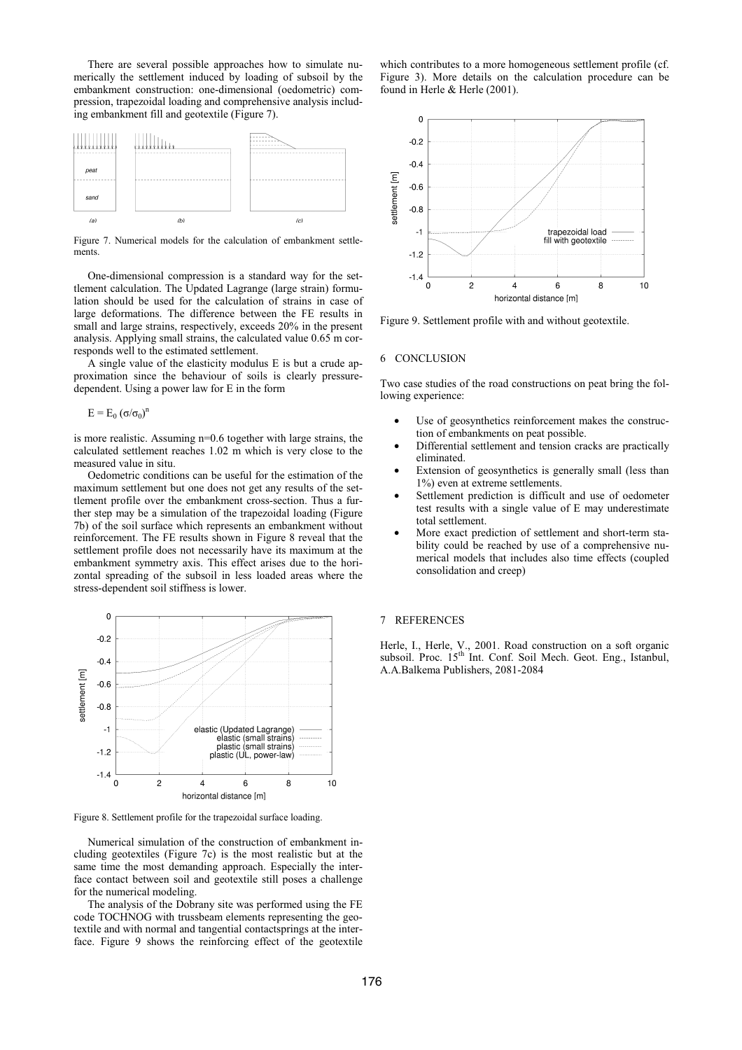There are several possible approaches how to simulate numerically the settlement induced by loading of subsoil by the embankment construction: one-dimensional (oedometric) compression, trapezoidal loading and comprehensive analysis including embankment fill and geotextile (Figure 7).

peat

sand

(a)

(b)

(c)

Figure 7. Numerical models for the calculation of embankment settlements.

One-dimensional compression is a standard way for the settlement calculation. The Updated Lagrange (large strain) formulation should be used for the calculation of strains in case of large deformations. The difference between the FE results in small and large strains, respectively, exceeds 20% in the present analysis. Applying small strains, the calculated value 0.65 m corresponds well to the estimated settlement.

A single value of the elasticity modulus E is but a crude approximation since the behaviour of soils is clearly pressure-dependent. Using a power law for E in the form

$$E = E_0 \, (\sigma/\sigma_0)^n$$

is more realistic. Assuming n=0.6 together with large strains, the calculated settlement reaches 1.02 m which is very close to the measured value in situ.

Oedometric conditions can be useful for the estimation of the maximum settlement but one does not get any results of the settlement profile over the embankment cross-section. Thus a further step may be a simulation of the trapezoidal loading (Figure 7b) of the soil surface which represents an embankment without reinforcement. The FE results shown in Figure 8 reveal that the settlement profile does not necessarily have its maximum at the embankment symmetry axis. This effect arises due to the horizontal spreading of the subsoil in less loaded areas where the stress-dependent soil stiffness is lower.

settlement [m]

0

-0.2

-0.4

-0.6

-0.8

-1

-1.2

-1.4

0 2 4 6 8 10

horizontal distance [m]

elastic (Updated Lagrange)
elastic (small strains)
plastic (small strains)
plastic (UL, power-law)

Figure 8. Settlement profile for the trapezoidal surface loading.

Numerical simulation of the construction of embankment including geotextiles (Figure 7c) is the most realistic but at the same time the most demanding approach. Especially the interface contact between soil and geotextile still poses a challenge for the numerical modeling.

The analysis of the Dobrany site was performed using the FE code TOCHNOG with trussbeam elements representing the geotextile and with normal and tangential contactsprings at the interface. Figure 9 shows the reinforcing effect of the geotextile which contributes to a more homogeneous settlement profile (cf. Figure 3). More details on the calculation procedure can be found in Herle & Herle (2001).

settlement [m]

0

-0.2

-0.4

-0.6

-0.8

-1

-1.2

-1.4

0 2 4 6 8 10

horizontal distance [m]

trapezoidal load
fill with geotextile

Figure 9. Settlement profile with and without geotextile.

## 6 CONCLUSION

Two case studies of the road constructions on peat bring the following experience:

- Use of geosynthetics reinforcement makes the construction of embankments on peat possible.
- Differential settlement and tension cracks are practically eliminated.
- Extension of geosynthetics is generally small (less than 1%) even at extreme settlements.
- Settlement prediction is difficult and use of oedometer test results with a single value of E may underestimate total settlement.
- More exact prediction of settlement and short-term stability could be reached by use of a comprehensive numerical models that includes also time effects (coupled consolidation and creep)

## 7 REFERENCES

Herle, I., Herle, V., 2001. Road construction on a soft organic subsoil. Proc. 15th Int. Conf. Soil Mech. Geot. Eng., Istanbul, A.A.Balkema Publishers, 2081-2084